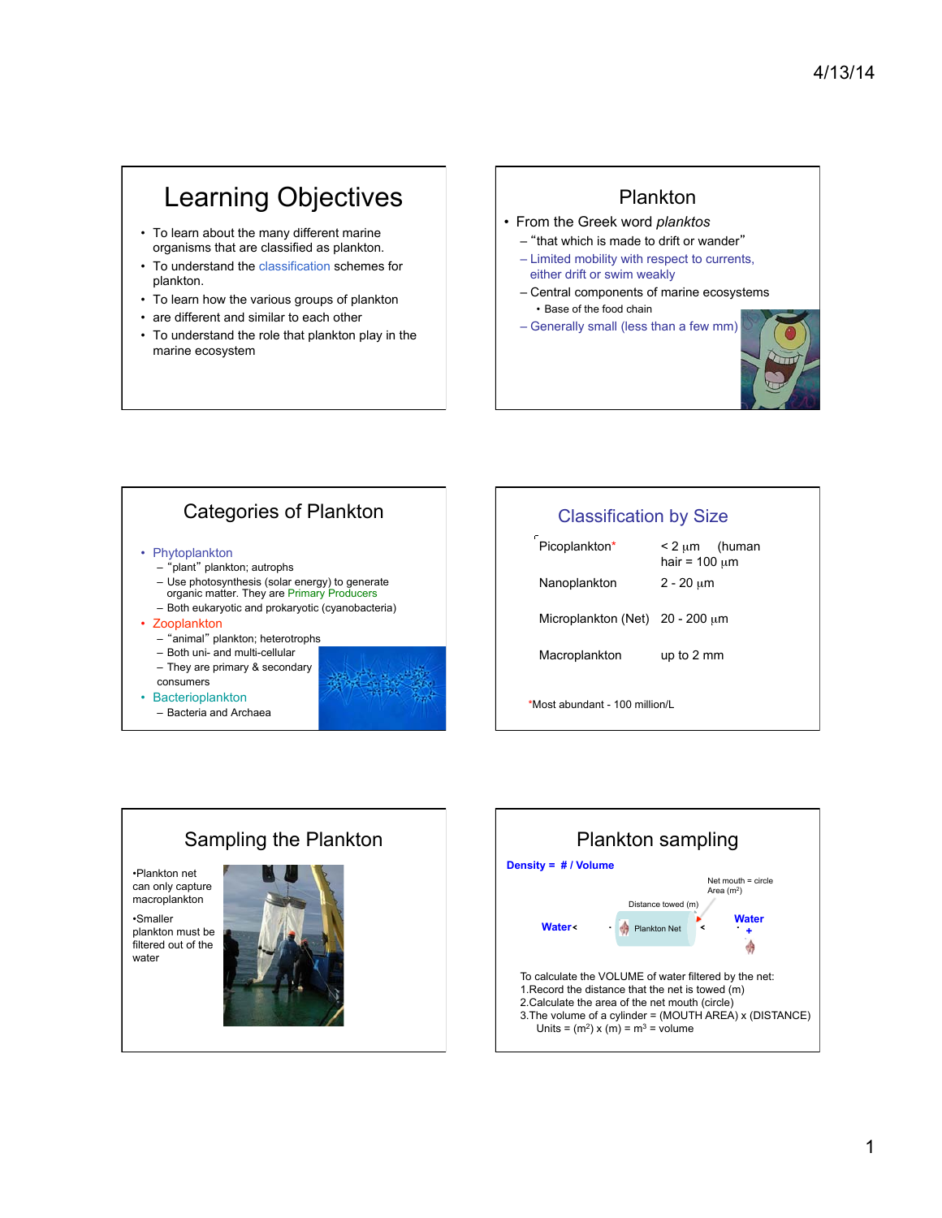## Learning Objectives

- To learn about the many different marine organisms that are classified as plankton.
- To understand the classification schemes for plankton.
- To learn how the various groups of plankton
- are different and similar to each other
- To understand the role that plankton play in the marine ecosystem

## Plankton

- From the Greek word *planktos*
  - "that which is made to drift or wander"
  - Limited mobility with respect to currents, either drift or swim weakly
  - Central components of marine ecosystems
    - Base of the food chain
  - Generally small (less than a few mm)

## Categories of Plankton

- Phytoplankton
  - "plant" plankton; autrophs
  - Use photosynthesis (solar energy) to generate organic matter. They are Primary Producers
  - Both eukaryotic and prokaryotic (cyanobacteria)
- Zooplankton
  - "animal" plankton; heterotrophs
  - Both uni- and multi-cellular
  - They are primary & secondary consumers
- Bacterioplankton
  - Bacteria and Archaea

## Classification by Size

| | |
|---|---|
| Picoplankton* | < 2 μm (human hair = 100 μm |
| Nanoplankton | 2 - 20 μm |
| Microplankton (Net) | 20 - 200 μm |
| Macroplankton | up to 2 mm |

*Most abundant - 100 million/L

## Sampling the Plankton

- Plankton net can only capture macroplankton
- Smaller plankton must be filtered out of the water

## Plankton sampling

**Density = # / Volume**

Net mouth = circle Area ($m^2$)

Distance towed (m)

Water — Plankton Net — Water

To calculate the VOLUME of water filtered by the net:

1. Record the distance that the net is towed (m)
2. Calculate the area of the net mouth (circle)
3. The volume of a cylinder = (MOUTH AREA) x (DISTANCE)

Units = ($m^2$) x (m) = $m^3$ = volume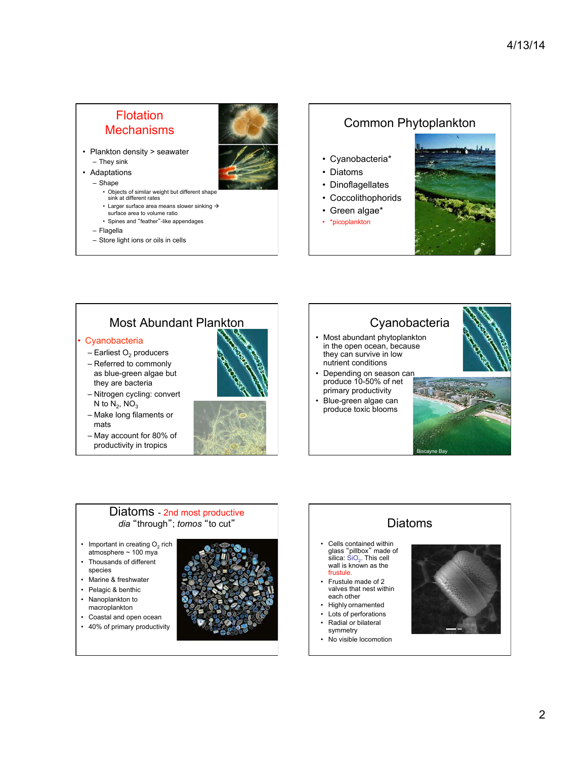## Flotation Mechanisms

- Plankton density > seawater
  - They sink
- Adaptations
  - Shape
    - Objects of similar weight but different shape sink at different rates
    - Larger surface area means slower sinking → surface area to volume ratio
    - Spines and "feather"-like appendages
  - Flagella
  - Store light ions or oils in cells

## Common Phytoplankton

- Cyanobacteria*
- Diatoms
- Dinoflagellates
- Coccolithophorids
- Green algae*
- *picoplankton

## Most Abundant Plankton

- Cyanobacteria
  - Earliest $O_2$ producers
  - Referred to commonly as blue-green algae but they are bacteria
  - Nitrogen cycling: convert N to $N_2$, $NO_3$
  - Make long filaments or mats
  - May account for 80% of productivity in tropics

## Cyanobacteria

- Most abundant phytoplankton in the open ocean, because they can survive in low nutrient conditions
- Depending on season can produce 10-50% of net primary productivity
- Blue-green algae can produce toxic blooms

Biscayne Bay

## Diatoms - 2nd most productive

*dia* "through"; *tomos* "to cut"

- Important in creating $O_2$ rich atmosphere ~ 100 mya
- Thousands of different species
- Marine & freshwater
- Pelagic & benthic
- Nanoplankton to macroplankton
- Coastal and open ocean
- 40% of primary productivity

## Diatoms

- Cells contained within glass "pillbox" made of silica: $SiO_2$. This cell wall is known as the frustule.
- Frustule made of 2 valves that nest within each other
- Highly ornamented
- Lots of perforations
- Radial or bilateral symmetry
- No visible locomotion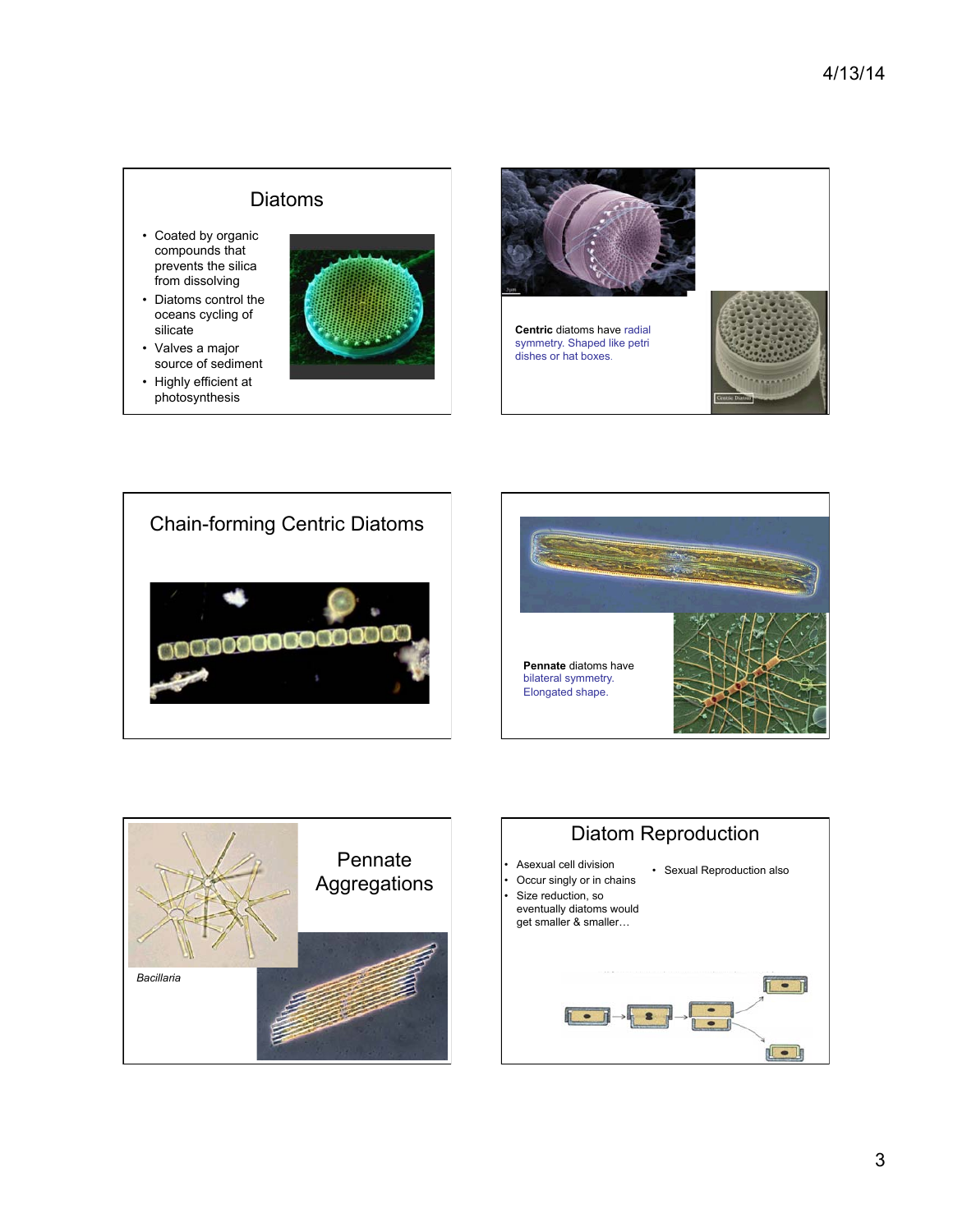## Diatoms

- Coated by organic compounds that prevents the silica from dissolving
- Diatoms control the oceans cycling of silicate
- Valves a major source of sediment
- Highly efficient at photosynthesis

**Centric** diatoms have radial symmetry. Shaped like petri dishes or hat boxes.

## Chain-forming Centric Diatoms

**Pennate** diatoms have bilateral symmetry. Elongated shape.

## Pennate Aggregations

*Bacillaria*

## Diatom Reproduction

- Asexual cell division
- Occur singly or in chains
- Size reduction, so eventually diatoms would get smaller & smaller…
- Sexual Reproduction also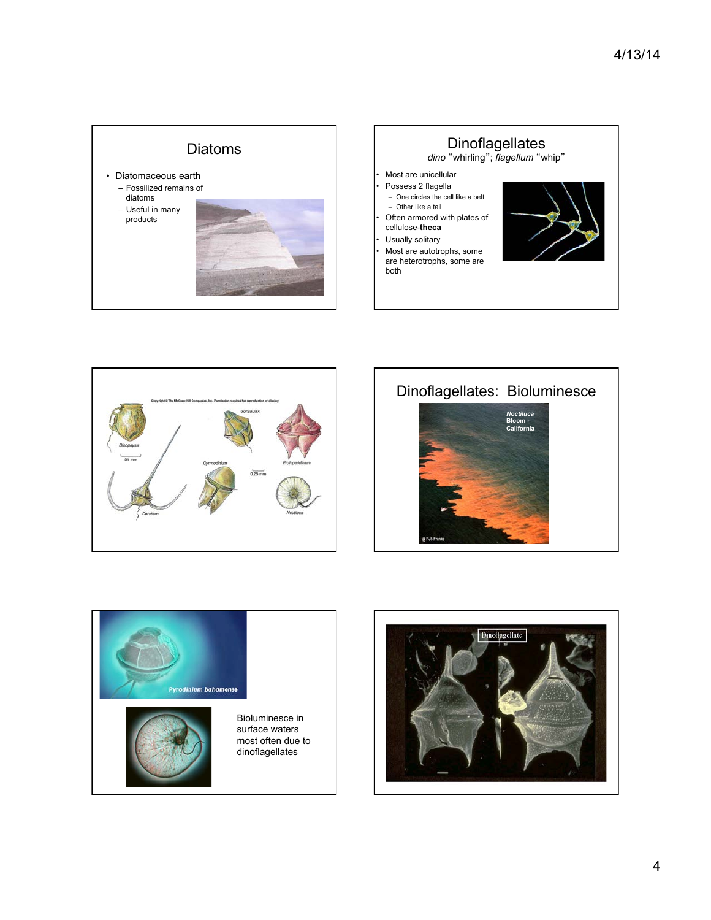## Diatoms

- Diatomaceous earth
  - Fossilized remains of diatoms
  - Useful in many products

## Dinoflagellates

*dino* "whirling"; *flagellum* "whip"

- Most are unicellular
- Possess 2 flagella
  - One circles the cell like a belt
  - Other like a tail
- Often armored with plates of cellulose-**theca**
- Usually solitary
- Most are autotrophs, some are heterotrophs, some are both

Copyright © The McGraw-Hill Companies, Inc. Permission required for reproduction or display.

*Dinophysis* · *Gonyaulax* · *Protoperidinium* · *Gymnodinium* · *Ceratium* · *Noctiluca*

## Dinoflagellates: Bioluminesce

***Noctiluca* Bloom - California**

© PJS Franks

*Pyrodinium bahamense*

Bioluminesce in surface waters most often due to dinoflagellates

Dinoflagellate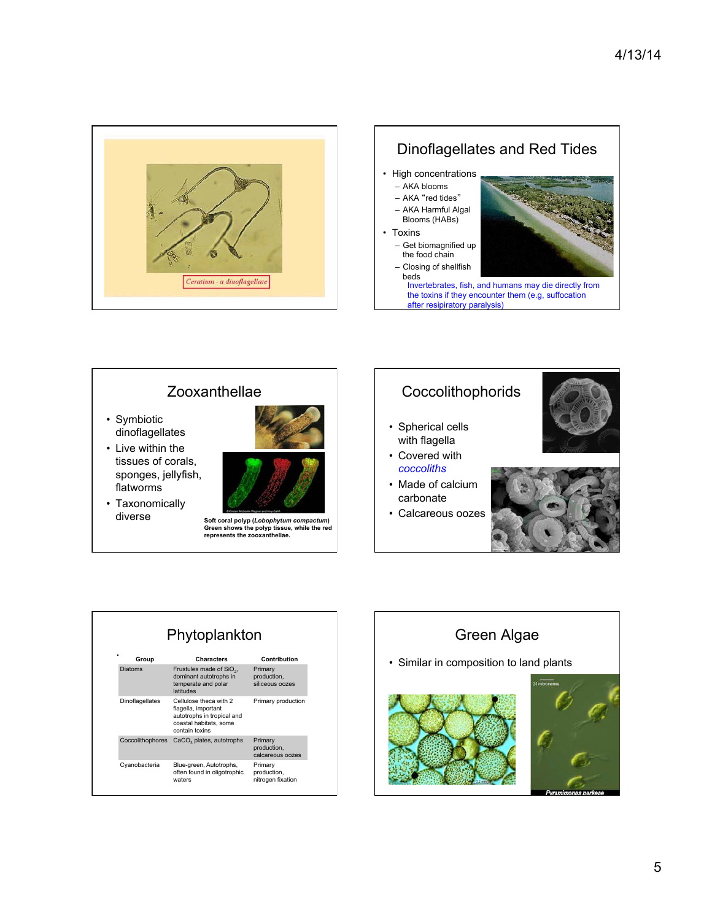Ceratium - a dinoflagellate

## Dinoflagellates and Red Tides

- High concentrations
  - AKA blooms
  - AKA "red tides"
  - AKA Harmful Algal Blooms (HABs)
- Toxins
  - Get biomagnified up the food chain
  - Closing of shellfish beds

Invertebrates, fish, and humans may die directly from the toxins if they encounter them (e.g, suffocation after resipiratory paralysis)

## Zooxanthellae

- Symbiotic dinoflagellates
- Live within the tissues of corals, sponges, jellyfish, flatworms
- Taxonomically diverse

**Soft coral polyp (*Lobophytum compactum*) Green shows the polyp tissue, while the red represents the zooxanthellae.**

## Coccolithophorids

- Spherical cells with flagella
- Covered with *coccoliths*
- Made of calcium carbonate
- Calcareous oozes

## Phytoplankton

| Group | Characters | Contribution |
|---|---|---|
| Diatoms | Frustules made of $SiO_2$, dominant autotrophs in temperate and polar latitudes | Primary production, siliceous oozes |
| Dinoflagellates | Cellulose theca with 2 flagella, important autotrophs in tropical and coastal habitats, some contain toxins | Primary production |
| Coccolithophores | $CaCO_3$ plates, autotrophs | Primary production, calcareous oozes |
| Cyanobacteria | Blue-green, Autotrophs, often found in oligotrophic waters | Primary production, nitrogen fixation |

## Green Algae

- Similar in composition to land plants

*Pyramimonas parkeae*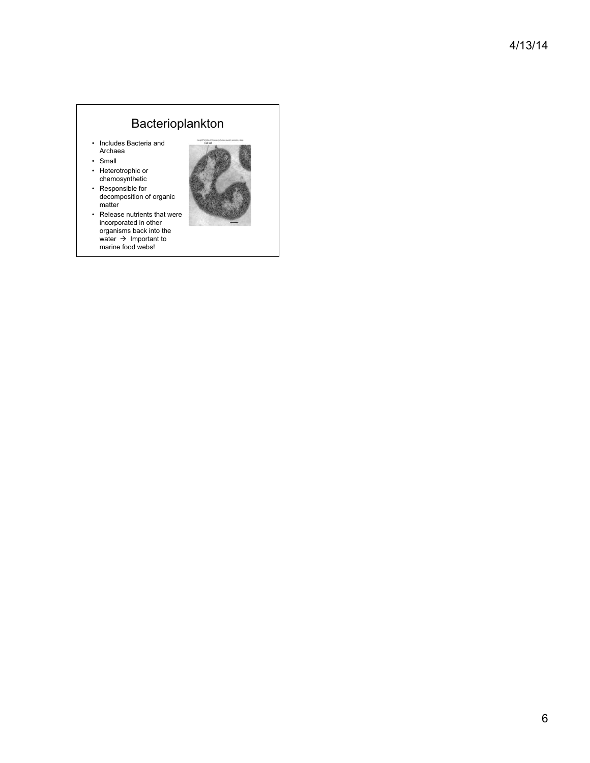## Bacterioplankton

- Includes Bacteria and Archaea
- Small
- Heterotrophic or chemosynthetic
- Responsible for decomposition of organic matter
- Release nutrients that were incorporated in other organisms back into the water → Important to marine food webs!